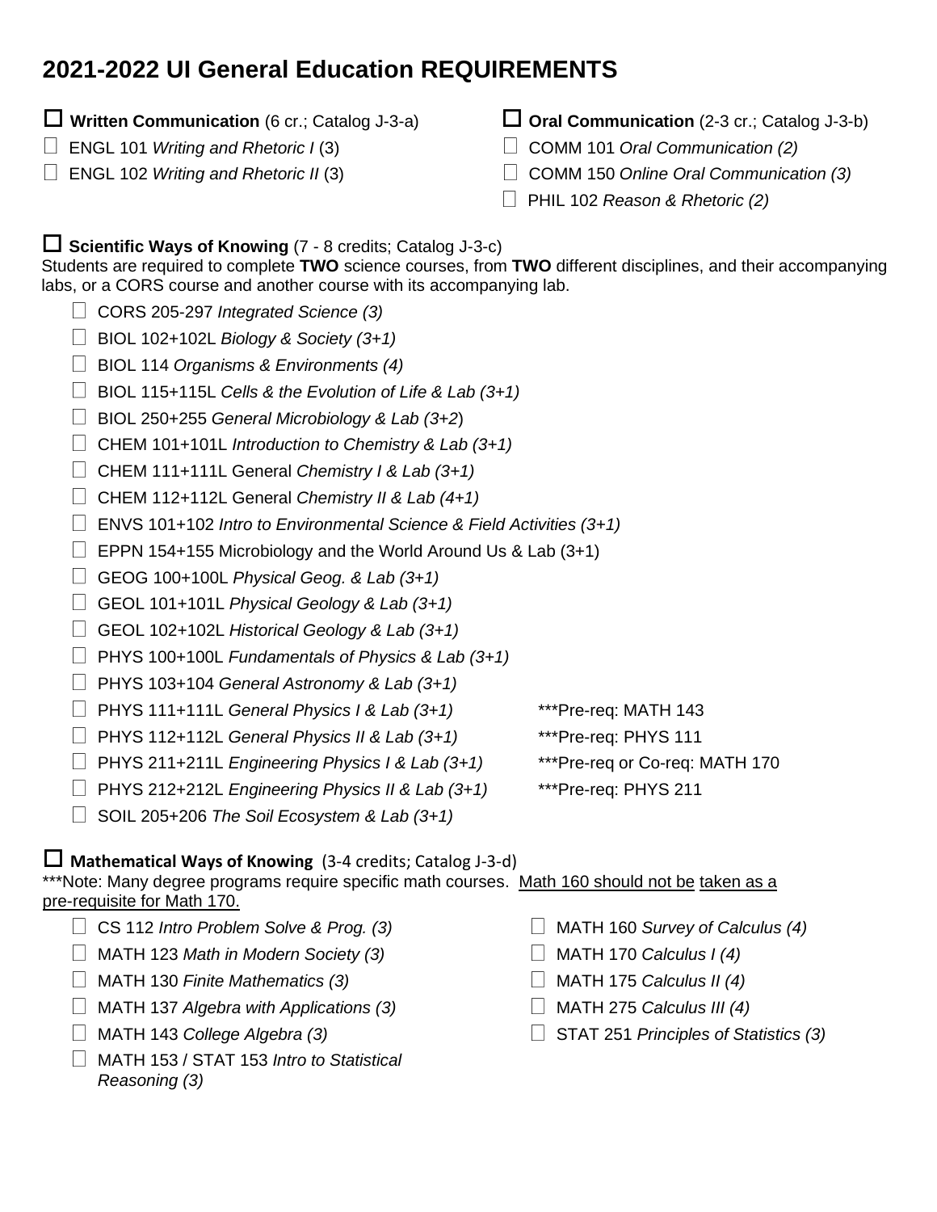# 2021-2022 UI General Education REQUIREMENTS

☐ **Written Communication** (6 cr.; Catalog J-3-a)

- ☐ ENGL 101 *Writing and Rhetoric I* (3)
- ☐ ENGL 102 *Writing and Rhetoric II* (3)

☐ **Oral Communication** (2-3 cr.; Catalog J-3-b)

- ☐ COMM 101 *Oral Communication (2)*
- ☐ COMM 150 *Online Oral Communication (3)*
- ☐ PHIL 102 *Reason & Rhetoric (2)*

☐ **Scientific Ways of Knowing** (7 - 8 credits; Catalog J-3-c)

Students are required to complete **TWO** science courses, from **TWO** different disciplines, and their accompanying labs, or a CORS course and another course with its accompanying lab.

- ☐ CORS 205-297 *Integrated Science (3)*
- ☐ BIOL 102+102L *Biology & Society (3+1)*
- ☐ BIOL 114 *Organisms & Environments (4)*
- ☐ BIOL 115+115L *Cells & the Evolution of Life & Lab (3+1)*
- ☐ BIOL 250+255 *General Microbiology & Lab (3+2)*
- ☐ CHEM 101+101L *Introduction to Chemistry & Lab (3+1)*
- ☐ CHEM 111+111L General *Chemistry I & Lab (3+1)*
- ☐ CHEM 112+112L General *Chemistry II & Lab (4+1)*
- ☐ ENVS 101+102 *Intro to Environmental Science & Field Activities (3+1)*
- ☐ EPPN 154+155 Microbiology and the World Around Us & Lab (3+1)
- ☐ GEOG 100+100L *Physical Geog. & Lab (3+1)*
- ☐ GEOL 101+101L *Physical Geology & Lab (3+1)*
- ☐ GEOL 102+102L *Historical Geology & Lab (3+1)*
- ☐ PHYS 100+100L *Fundamentals of Physics & Lab (3+1)*
- ☐ PHYS 103+104 *General Astronomy & Lab (3+1)*
- ☐ PHYS 111+111L *General Physics I & Lab (3+1)* ***Pre-req: MATH 143
- ☐ PHYS 112+112L *General Physics II & Lab (3+1)* ***Pre-req: PHYS 111
- ☐ PHYS 211+211L *Engineering Physics I & Lab (3+1)* ***Pre-req or Co-req: MATH 170
- ☐ PHYS 212+212L *Engineering Physics II & Lab (3+1)* ***Pre-req: PHYS 211
- ☐ SOIL 205+206 *The Soil Ecosystem & Lab (3+1)*

☐ **Mathematical Ways of Knowing** (3-4 credits; Catalog J-3-d)

***Note: Many degree programs require specific math courses. <u>Math 160 should not be</u> <u>taken as a pre-requisite for Math 170.</u>

- ☐ CS 112 *Intro Problem Solve & Prog. (3)*
- ☐ MATH 123 *Math in Modern Society (3)*
- ☐ MATH 130 *Finite Mathematics (3)*
- ☐ MATH 137 *Algebra with Applications (3)*
- ☐ MATH 143 *College Algebra (3)*
- ☐ MATH 153 / STAT 153 *Intro to Statistical Reasoning (3)*
- ☐ MATH 160 *Survey of Calculus (4)*
- ☐ MATH 170 *Calculus I (4)*
- ☐ MATH 175 *Calculus II (4)*
- ☐ MATH 275 *Calculus III (4)*
- ☐ STAT 251 *Principles of Statistics (3)*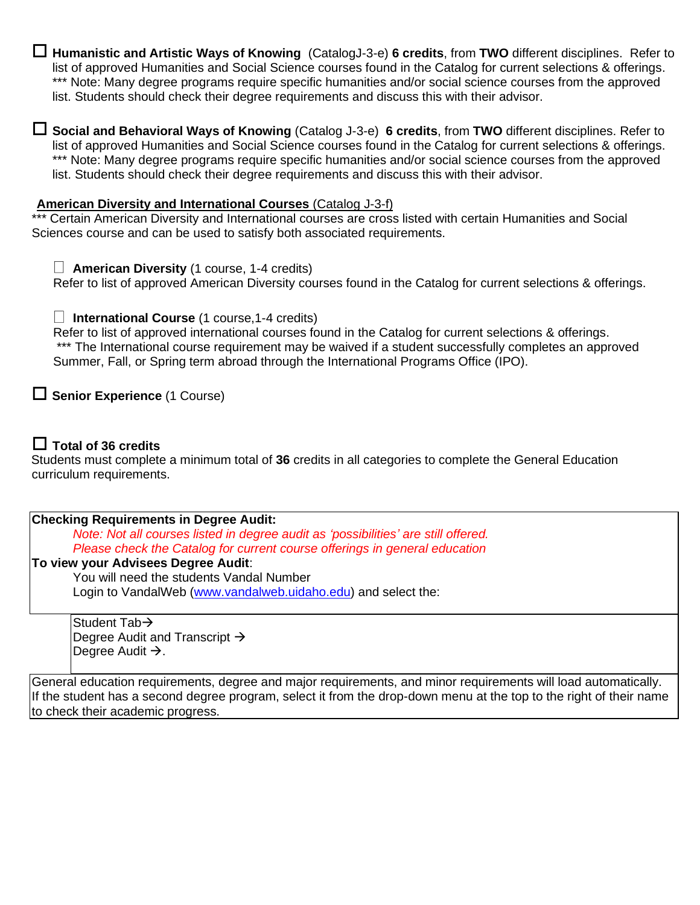☐ **Humanistic and Artistic Ways of Knowing** (CatalogJ-3-e) **6 credits**, from **TWO** different disciplines. Refer to list of approved Humanities and Social Science courses found in the Catalog for current selections & offerings. *** Note: Many degree programs require specific humanities and/or social science courses from the approved list. Students should check their degree requirements and discuss this with their advisor.

☐ **Social and Behavioral Ways of Knowing** (Catalog J-3-e) **6 credits**, from **TWO** different disciplines. Refer to list of approved Humanities and Social Science courses found in the Catalog for current selections & offerings. *** Note: Many degree programs require specific humanities and/or social science courses from the approved list. Students should check their degree requirements and discuss this with their advisor.

**American Diversity and International Courses** (Catalog J-3-f)

*** Certain American Diversity and International courses are cross listed with certain Humanities and Social Sciences course and can be used to satisfy both associated requirements.

☐ **American Diversity** (1 course, 1-4 credits)
Refer to list of approved American Diversity courses found in the Catalog for current selections & offerings.

☐ **International Course** (1 course,1-4 credits)
Refer to list of approved international courses found in the Catalog for current selections & offerings.
*** The International course requirement may be waived if a student successfully completes an approved Summer, Fall, or Spring term abroad through the International Programs Office (IPO).

☐ **Senior Experience** (1 Course)

☐ **Total of 36 credits**
Students must complete a minimum total of **36** credits in all categories to complete the General Education curriculum requirements.

**Checking Requirements in Degree Audit:**

*Note: Not all courses listed in degree audit as 'possibilities' are still offered.*
*Please check the Catalog for current course offerings in general education*

**To view your Advisees Degree Audit**:

You will need the students Vandal Number
Login to VandalWeb (www.vandalweb.uidaho.edu) and select the:

Student Tab→
Degree Audit and Transcript →
Degree Audit →.

General education requirements, degree and major requirements, and minor requirements will load automatically. If the student has a second degree program, select it from the drop-down menu at the top to the right of their name to check their academic progress.